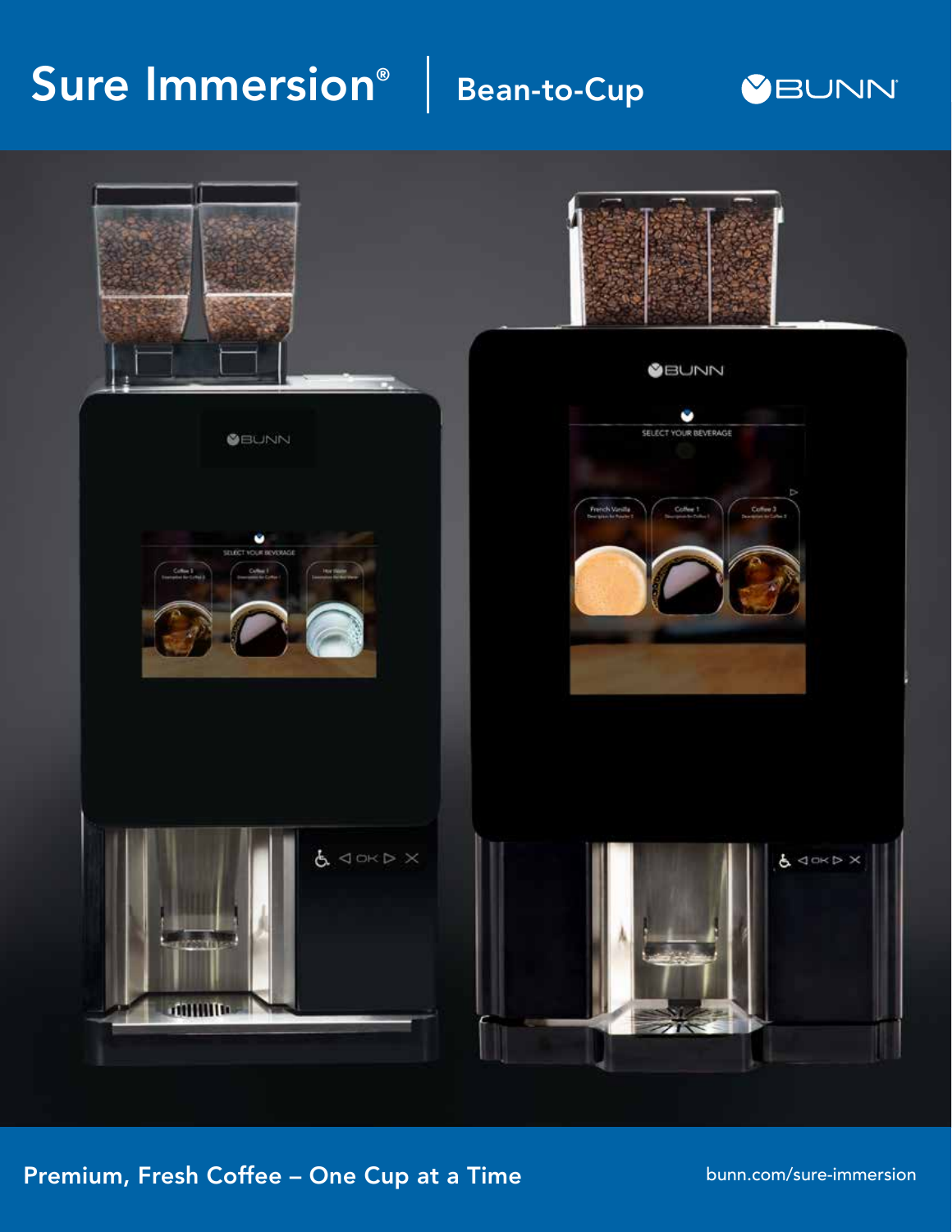# Sure Immersion® | Bean-to-Cup

BUNN

**Premium, Fresh Coffee – One Cup at a Time**

bunn.com/sure-immersion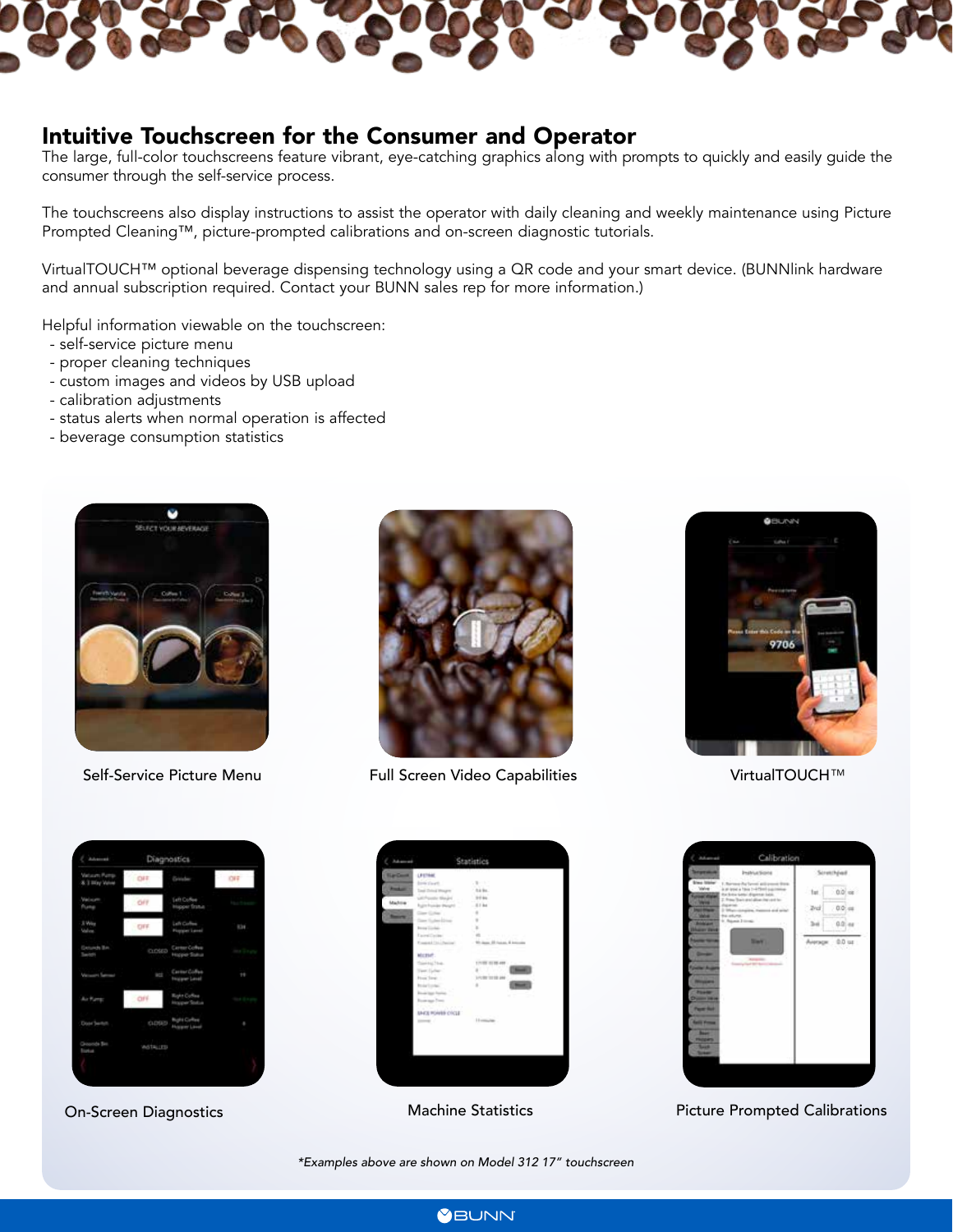## Intuitive Touchscreen for the Consumer and Operator

The large, full-color touchscreens feature vibrant, eye-catching graphics along with prompts to quickly and easily guide the consumer through the self-service process.

The touchscreens also display instructions to assist the operator with daily cleaning and weekly maintenance using Picture Prompted Cleaning™, picture-prompted calibrations and on-screen diagnostic tutorials.

VirtualTOUCH™ optional beverage dispensing technology using a QR code and your smart device. (BUNNlink hardware and annual subscription required. Contact your BUNN sales rep for more information.)

Helpful information viewable on the touchscreen:

- self-service picture menu
- proper cleaning techniques
- custom images and videos by USB upload
- calibration adjustments
- status alerts when normal operation is affected
- beverage consumption statistics

Self-Service Picture Menu

Full Screen Video Capabilities

VirtualTOUCH™

On-Screen Diagnostics

Machine Statistics

Picture Prompted Calibrations

*Examples above are shown on Model 312 17" touchscreen*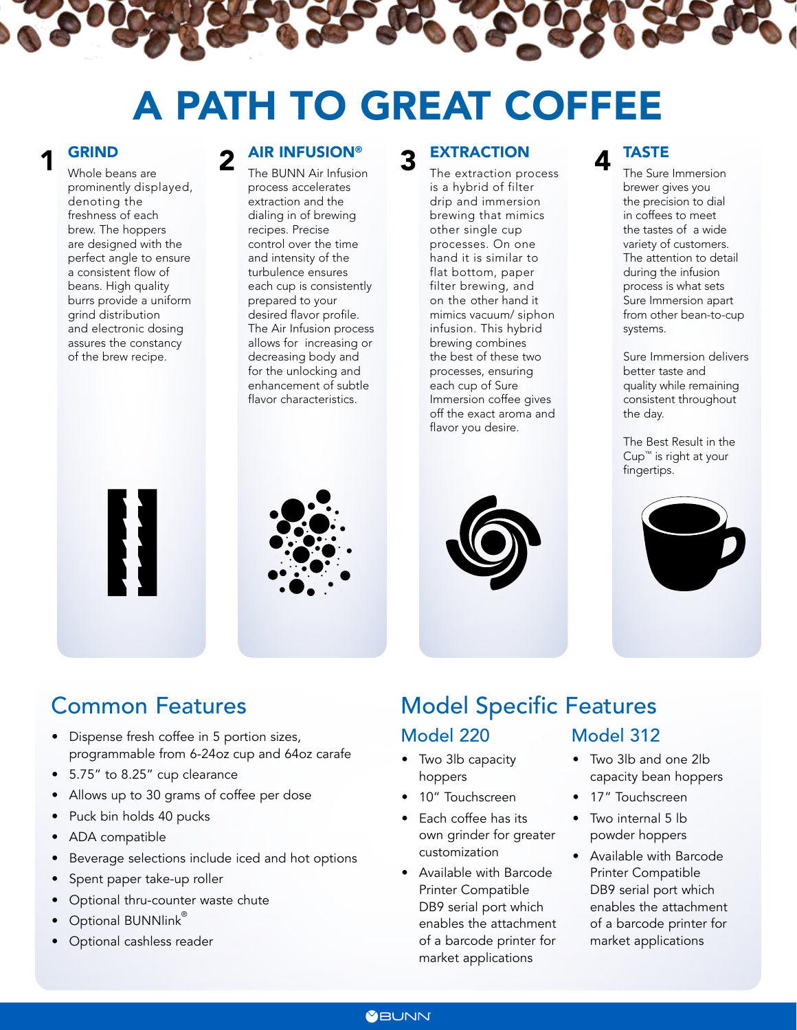# A PATH TO GREAT COFFEE

## 1 GRIND

Whole beans are prominently displayed, denoting the freshness of each brew. The hoppers are designed with the perfect angle to ensure a consistent flow of beans. High quality burrs provide a uniform grind distribution and electronic dosing assures the constancy of the brew recipe.

## 2 AIR INFUSION®

The BUNN Air Infusion process accelerates extraction and the dialing in of brewing recipes. Precise control over the time and intensity of the turbulence ensures each cup is consistently prepared to your desired flavor profile. The Air Infusion process allows for increasing or decreasing body and for the unlocking and enhancement of subtle flavor characteristics.

## 3 EXTRACTION

The extraction process is a hybrid of filter drip and immersion brewing that mimics other single cup processes. On one hand it is similar to flat bottom, paper filter brewing, and on the other hand it mimics vacuum/ siphon infusion. This hybrid brewing combines the best of these two processes, ensuring each cup of Sure Immersion coffee gives off the exact aroma and flavor you desire.

## 4 TASTE

The Sure Immersion brewer gives you the precision to dial in coffees to meet the tastes of a wide variety of customers. The attention to detail during the infusion process is what sets Sure Immersion apart from other bean-to-cup systems.

Sure Immersion delivers better taste and quality while remaining consistent throughout the day.

The Best Result in the Cup™ is right at your fingertips.

## Common Features

- Dispense fresh coffee in 5 portion sizes, programmable from 6-24oz cup and 64oz carafe
- 5.75" to 8.25" cup clearance
- Allows up to 30 grams of coffee per dose
- Puck bin holds 40 pucks
- ADA compatible
- Beverage selections include iced and hot options
- Spent paper take-up roller
- Optional thru-counter waste chute
- Optional BUNNlink®
- Optional cashless reader

## Model Specific Features

### Model 220

- Two 3lb capacity hoppers
- 10" Touchscreen
- Each coffee has its own grinder for greater customization
- Available with Barcode Printer Compatible DB9 serial port which enables the attachment of a barcode printer for market applications

### Model 312

- Two 3lb and one 2lb capacity bean hoppers
- 17" Touchscreen
- Two internal 5 lb powder hoppers
- Available with Barcode Printer Compatible DB9 serial port which enables the attachment of a barcode printer for market applications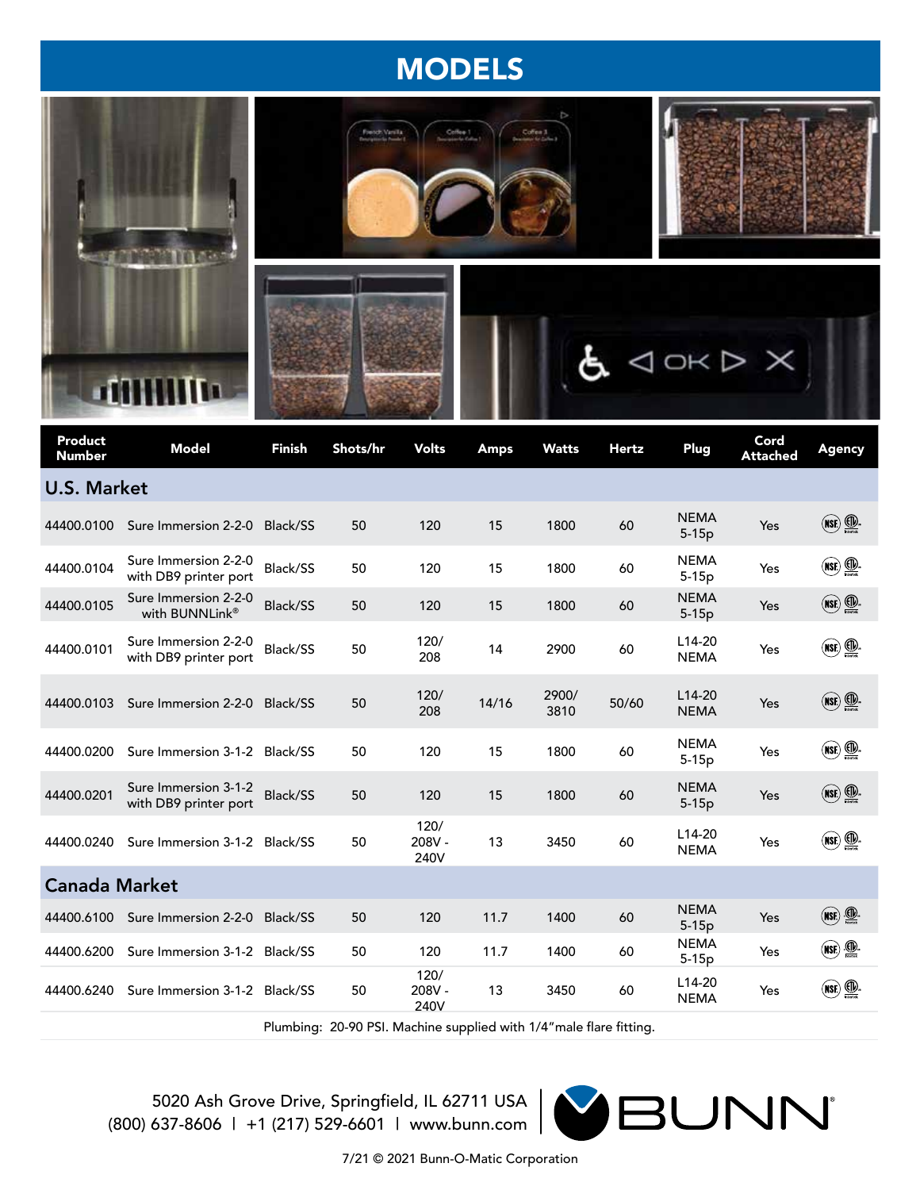# MODELS

| Product Number | Model | Finish | Shots/hr | Volts | Amps | Watts | Hertz | Plug | Cord Attached | Agency |
|---|---|---|---|---|---|---|---|---|---|---|
| **U.S. Market** | | | | | | | | | | |
| 44400.0100 | Sure Immersion 2-2-0 | Black/SS | 50 | 120 | 15 | 1800 | 60 | NEMA 5-15p | Yes | NSF, cETL |
| 44400.0104 | Sure Immersion 2-2-0 with DB9 printer port | Black/SS | 50 | 120 | 15 | 1800 | 60 | NEMA 5-15p | Yes | NSF, cETL |
| 44400.0105 | Sure Immersion 2-2-0 with BUNNLink® | Black/SS | 50 | 120 | 15 | 1800 | 60 | NEMA 5-15p | Yes | NSF, cETL |
| 44400.0101 | Sure Immersion 2-2-0 with DB9 printer port | Black/SS | 50 | 120/ 208 | 14 | 2900 | 60 | L14-20 NEMA | Yes | NSF, cETL |
| 44400.0103 | Sure Immersion 2-2-0 | Black/SS | 50 | 120/ 208 | 14/16 | 2900/ 3810 | 50/60 | L14-20 NEMA | Yes | NSF, cETL |
| 44400.0200 | Sure Immersion 3-1-2 | Black/SS | 50 | 120 | 15 | 1800 | 60 | NEMA 5-15p | Yes | NSF, cETL |
| 44400.0201 | Sure Immersion 3-1-2 with DB9 printer port | Black/SS | 50 | 120 | 15 | 1800 | 60 | NEMA 5-15p | Yes | NSF, cETL |
| 44400.0240 | Sure Immersion 3-1-2 | Black/SS | 50 | 120/ 208V - 240V | 13 | 3450 | 60 | L14-20 NEMA | Yes | NSF, cETL |
| **Canada Market** | | | | | | | | | | |
| 44400.6100 | Sure Immersion 2-2-0 | Black/SS | 50 | 120 | 11.7 | 1400 | 60 | NEMA 5-15p | Yes | NSF, cETL |
| 44400.6200 | Sure Immersion 3-1-2 | Black/SS | 50 | 120 | 11.7 | 1400 | 60 | NEMA 5-15p | Yes | NSF, cETL |
| 44400.6240 | Sure Immersion 3-1-2 | Black/SS | 50 | 120/ 208V - 240V | 13 | 3450 | 60 | L14-20 NEMA | Yes | NSF, cETL |

Plumbing: 20-90 PSI. Machine supplied with 1/4"male flare fitting.

5020 Ash Grove Drive, Springfield, IL 62711 USA
(800) 637-8606 | +1 (217) 529-6601 | www.bunn.com

BUNN®

7/21 © 2021 Bunn-O-Matic Corporation